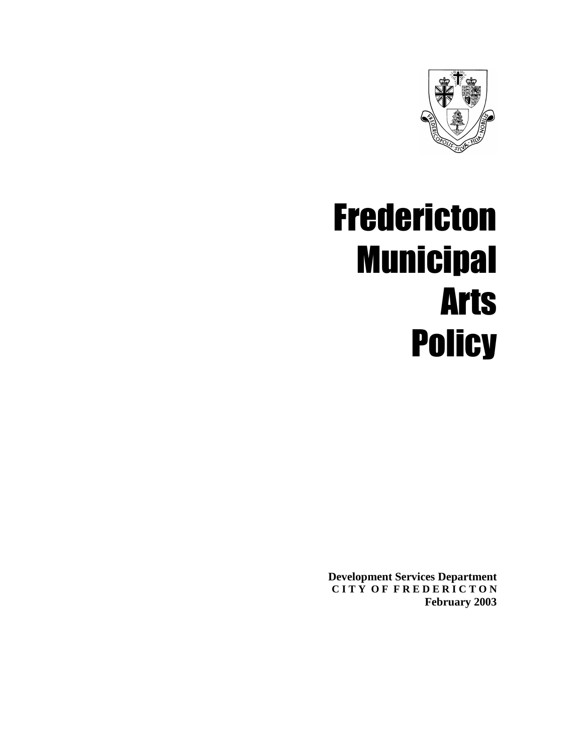# Fredericton Municipal Arts Policy

**Development Services Department**
**C I T Y O F F R E D E R I C T O N**
**February 2003**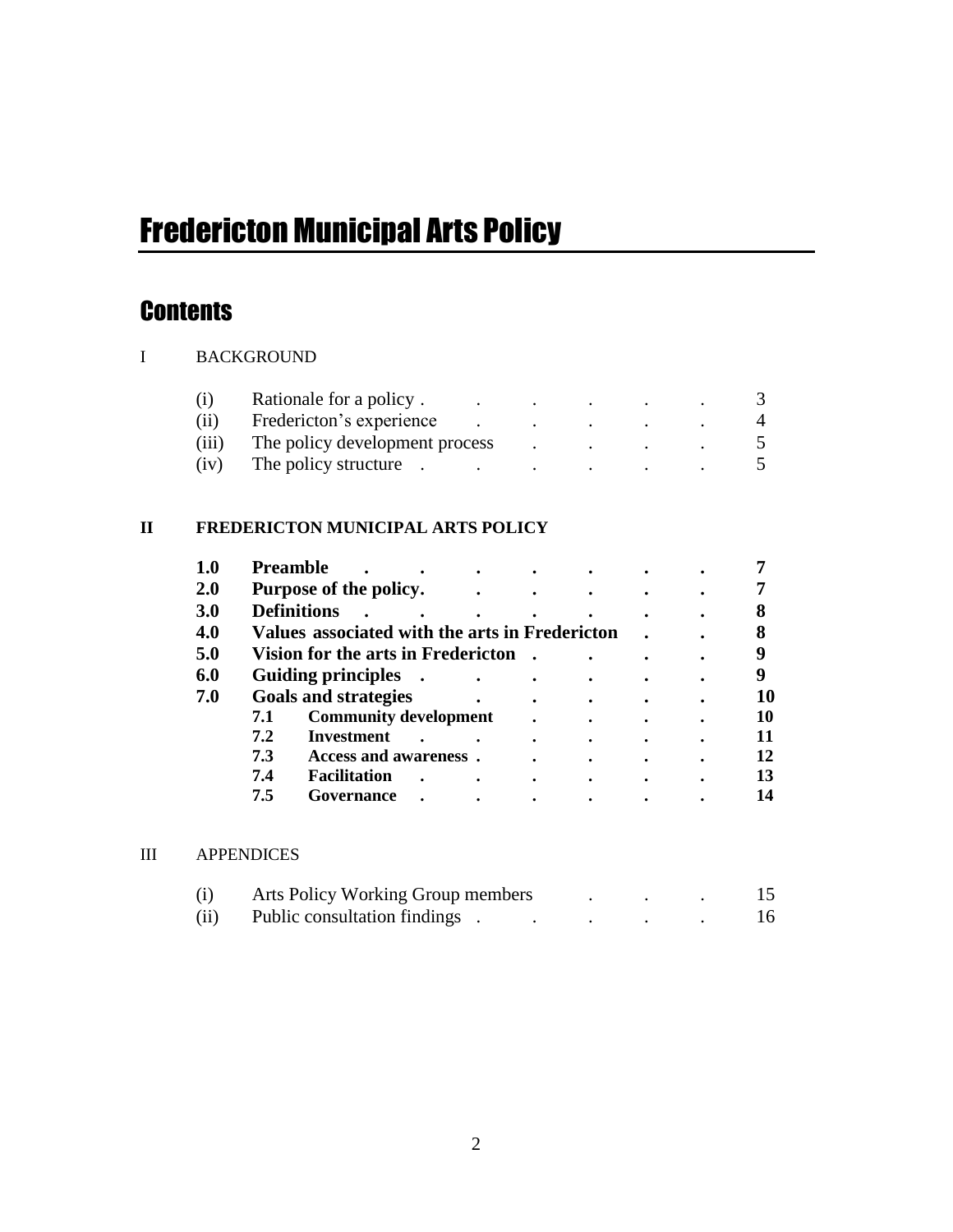# Fredericton Municipal Arts Policy

## Contents

I BACKGROUND

| | | |
|---|---|---|
| (i) | Rationale for a policy | 3 |
| (ii) | Fredericton's experience | 4 |
| (iii) | The policy development process | 5 |
| (iv) | The policy structure | 5 |

**II FREDERICTON MUNICIPAL ARTS POLICY**

| | | |
|---|---|---|
| **1.0** | **Preamble** | **7** |
| **2.0** | **Purpose of the policy.** | **7** |
| **3.0** | **Definitions** | **8** |
| **4.0** | **Values associated with the arts in Fredericton** | **8** |
| **5.0** | **Vision for the arts in Fredericton** | **9** |
| **6.0** | **Guiding principles** | **9** |
| **7.0** | **Goals and strategies** | **10** |
| **7.1** | **Community development** | **10** |
| **7.2** | **Investment** | **11** |
| **7.3** | **Access and awareness** | **12** |
| **7.4** | **Facilitation** | **13** |
| **7.5** | **Governance** | **14** |

III APPENDICES

| | | |
|---|---|---|
| (i) | Arts Policy Working Group members | 15 |
| (ii) | Public consultation findings | 16 |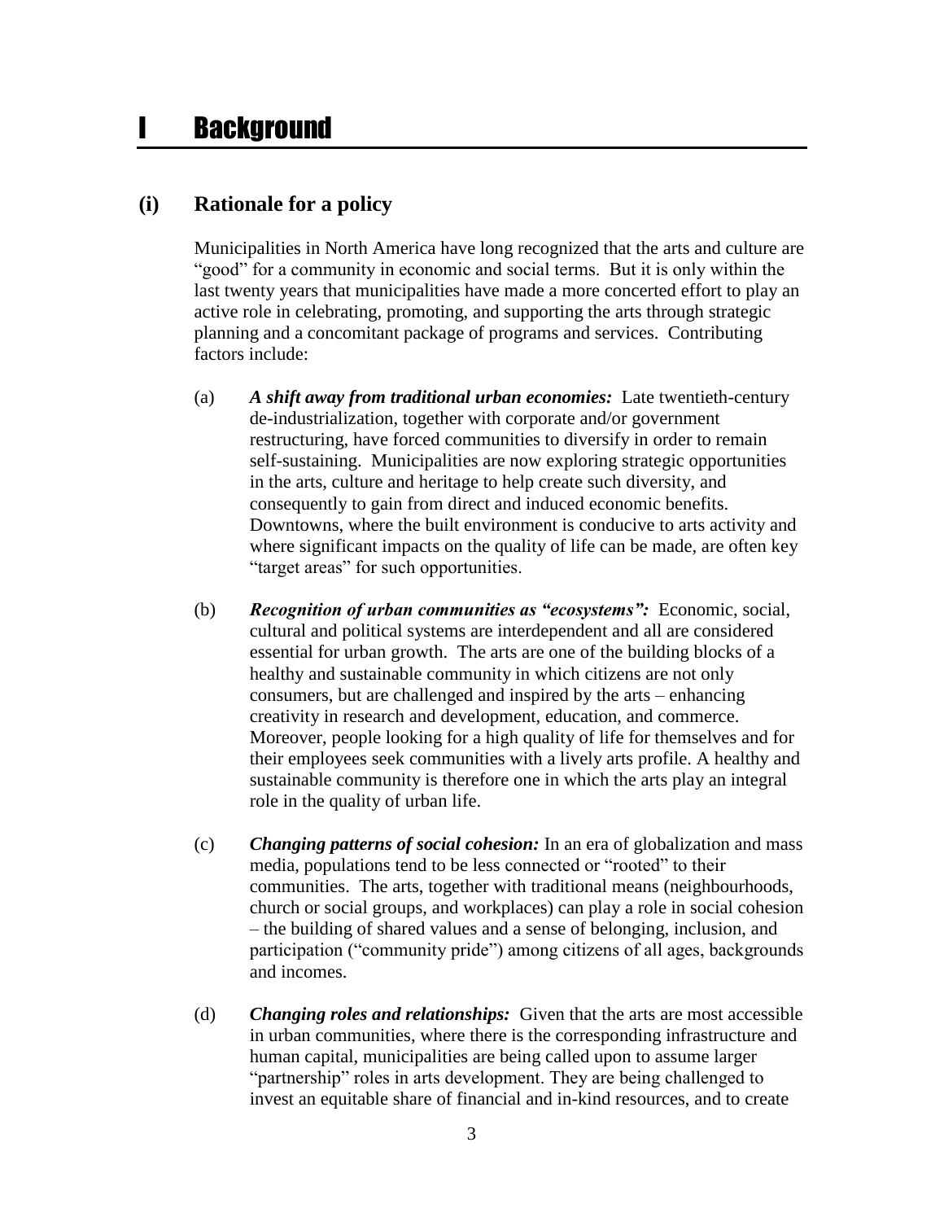# I Background

## (i) Rationale for a policy

Municipalities in North America have long recognized that the arts and culture are "good" for a community in economic and social terms. But it is only within the last twenty years that municipalities have made a more concerted effort to play an active role in celebrating, promoting, and supporting the arts through strategic planning and a concomitant package of programs and services. Contributing factors include:

(a) ***A shift away from traditional urban economies:*** Late twentieth-century de-industrialization, together with corporate and/or government restructuring, have forced communities to diversify in order to remain self-sustaining. Municipalities are now exploring strategic opportunities in the arts, culture and heritage to help create such diversity, and consequently to gain from direct and induced economic benefits. Downtowns, where the built environment is conducive to arts activity and where significant impacts on the quality of life can be made, are often key "target areas" for such opportunities.

(b) ***Recognition of urban communities as "ecosystems":*** Economic, social, cultural and political systems are interdependent and all are considered essential for urban growth. The arts are one of the building blocks of a healthy and sustainable community in which citizens are not only consumers, but are challenged and inspired by the arts – enhancing creativity in research and development, education, and commerce. Moreover, people looking for a high quality of life for themselves and for their employees seek communities with a lively arts profile. A healthy and sustainable community is therefore one in which the arts play an integral role in the quality of urban life.

(c) ***Changing patterns of social cohesion:*** In an era of globalization and mass media, populations tend to be less connected or "rooted" to their communities. The arts, together with traditional means (neighbourhoods, church or social groups, and workplaces) can play a role in social cohesion – the building of shared values and a sense of belonging, inclusion, and participation ("community pride") among citizens of all ages, backgrounds and incomes.

(d) ***Changing roles and relationships:*** Given that the arts are most accessible in urban communities, where there is the corresponding infrastructure and human capital, municipalities are being called upon to assume larger "partnership" roles in arts development. They are being challenged to invest an equitable share of financial and in-kind resources, and to create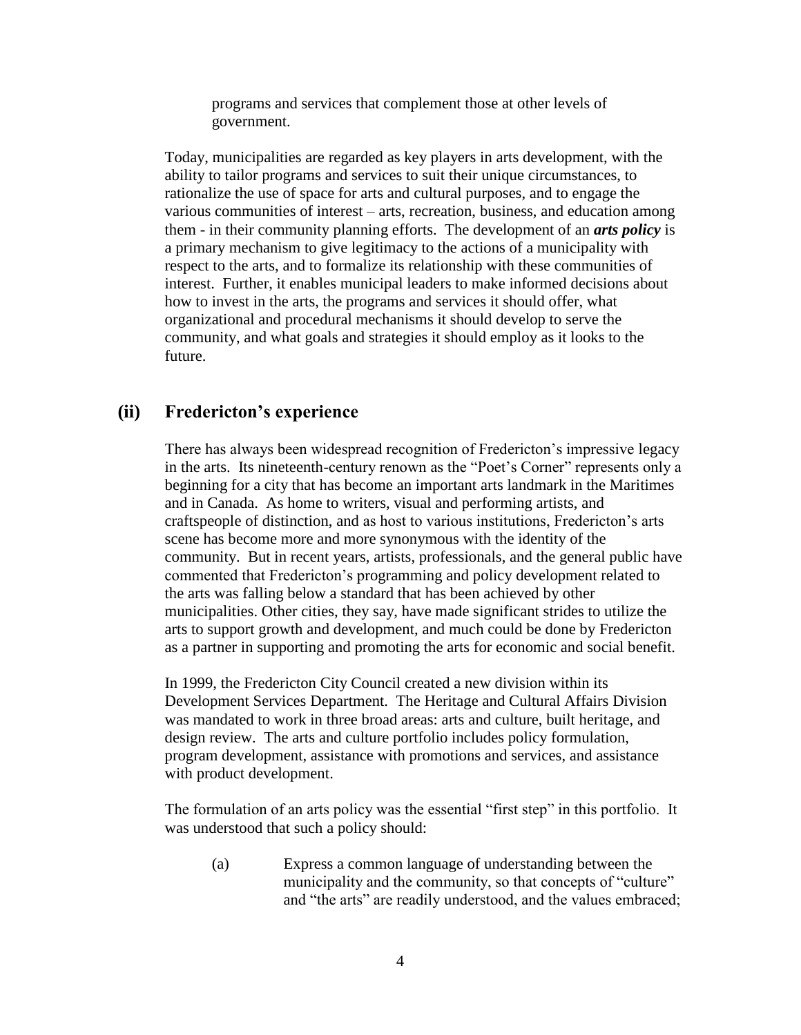programs and services that complement those at other levels of government.

Today, municipalities are regarded as key players in arts development, with the ability to tailor programs and services to suit their unique circumstances, to rationalize the use of space for arts and cultural purposes, and to engage the various communities of interest – arts, recreation, business, and education among them - in their community planning efforts. The development of an ***arts policy*** is a primary mechanism to give legitimacy to the actions of a municipality with respect to the arts, and to formalize its relationship with these communities of interest. Further, it enables municipal leaders to make informed decisions about how to invest in the arts, the programs and services it should offer, what organizational and procedural mechanisms it should develop to serve the community, and what goals and strategies it should employ as it looks to the future.

## (ii) Fredericton's experience

There has always been widespread recognition of Fredericton's impressive legacy in the arts. Its nineteenth-century renown as the "Poet's Corner" represents only a beginning for a city that has become an important arts landmark in the Maritimes and in Canada. As home to writers, visual and performing artists, and craftspeople of distinction, and as host to various institutions, Fredericton's arts scene has become more and more synonymous with the identity of the community. But in recent years, artists, professionals, and the general public have commented that Fredericton's programming and policy development related to the arts was falling below a standard that has been achieved by other municipalities. Other cities, they say, have made significant strides to utilize the arts to support growth and development, and much could be done by Fredericton as a partner in supporting and promoting the arts for economic and social benefit.

In 1999, the Fredericton City Council created a new division within its Development Services Department. The Heritage and Cultural Affairs Division was mandated to work in three broad areas: arts and culture, built heritage, and design review. The arts and culture portfolio includes policy formulation, program development, assistance with promotions and services, and assistance with product development.

The formulation of an arts policy was the essential "first step" in this portfolio. It was understood that such a policy should:

(a) Express a common language of understanding between the municipality and the community, so that concepts of "culture" and "the arts" are readily understood, and the values embraced;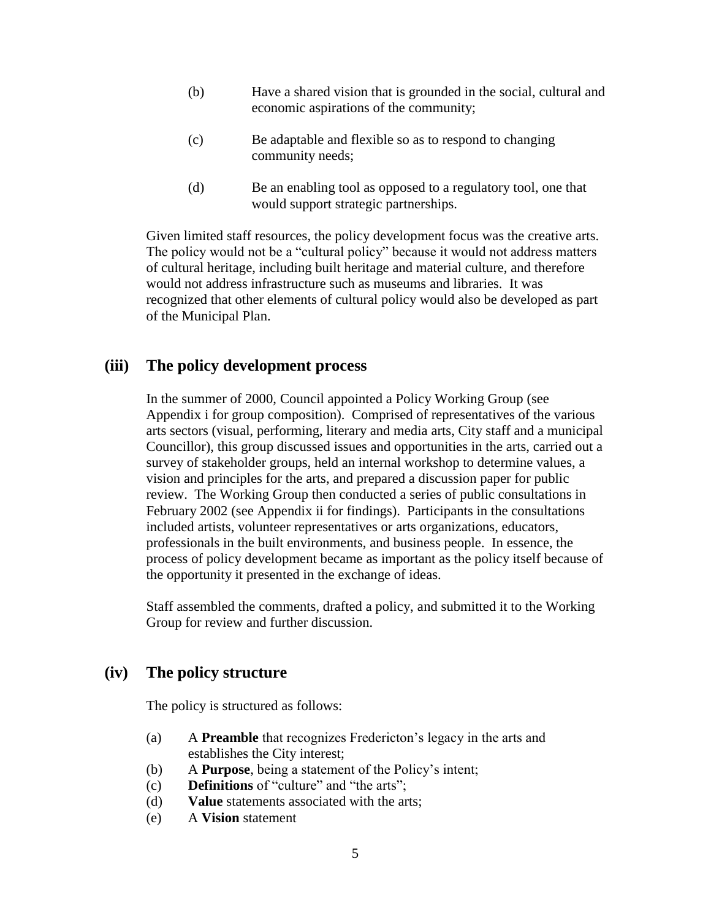(b) Have a shared vision that is grounded in the social, cultural and economic aspirations of the community;

(c) Be adaptable and flexible so as to respond to changing community needs;

(d) Be an enabling tool as opposed to a regulatory tool, one that would support strategic partnerships.

Given limited staff resources, the policy development focus was the creative arts. The policy would not be a "cultural policy" because it would not address matters of cultural heritage, including built heritage and material culture, and therefore would not address infrastructure such as museums and libraries. It was recognized that other elements of cultural policy would also be developed as part of the Municipal Plan.

## (iii) The policy development process

In the summer of 2000, Council appointed a Policy Working Group (see Appendix i for group composition). Comprised of representatives of the various arts sectors (visual, performing, literary and media arts, City staff and a municipal Councillor), this group discussed issues and opportunities in the arts, carried out a survey of stakeholder groups, held an internal workshop to determine values, a vision and principles for the arts, and prepared a discussion paper for public review. The Working Group then conducted a series of public consultations in February 2002 (see Appendix ii for findings). Participants in the consultations included artists, volunteer representatives or arts organizations, educators, professionals in the built environments, and business people. In essence, the process of policy development became as important as the policy itself because of the opportunity it presented in the exchange of ideas.

Staff assembled the comments, drafted a policy, and submitted it to the Working Group for review and further discussion.

## (iv) The policy structure

The policy is structured as follows:

(a) A **Preamble** that recognizes Fredericton's legacy in the arts and establishes the City interest;
(b) A **Purpose**, being a statement of the Policy's intent;
(c) **Definitions** of "culture" and "the arts";
(d) **Value** statements associated with the arts;
(e) A **Vision** statement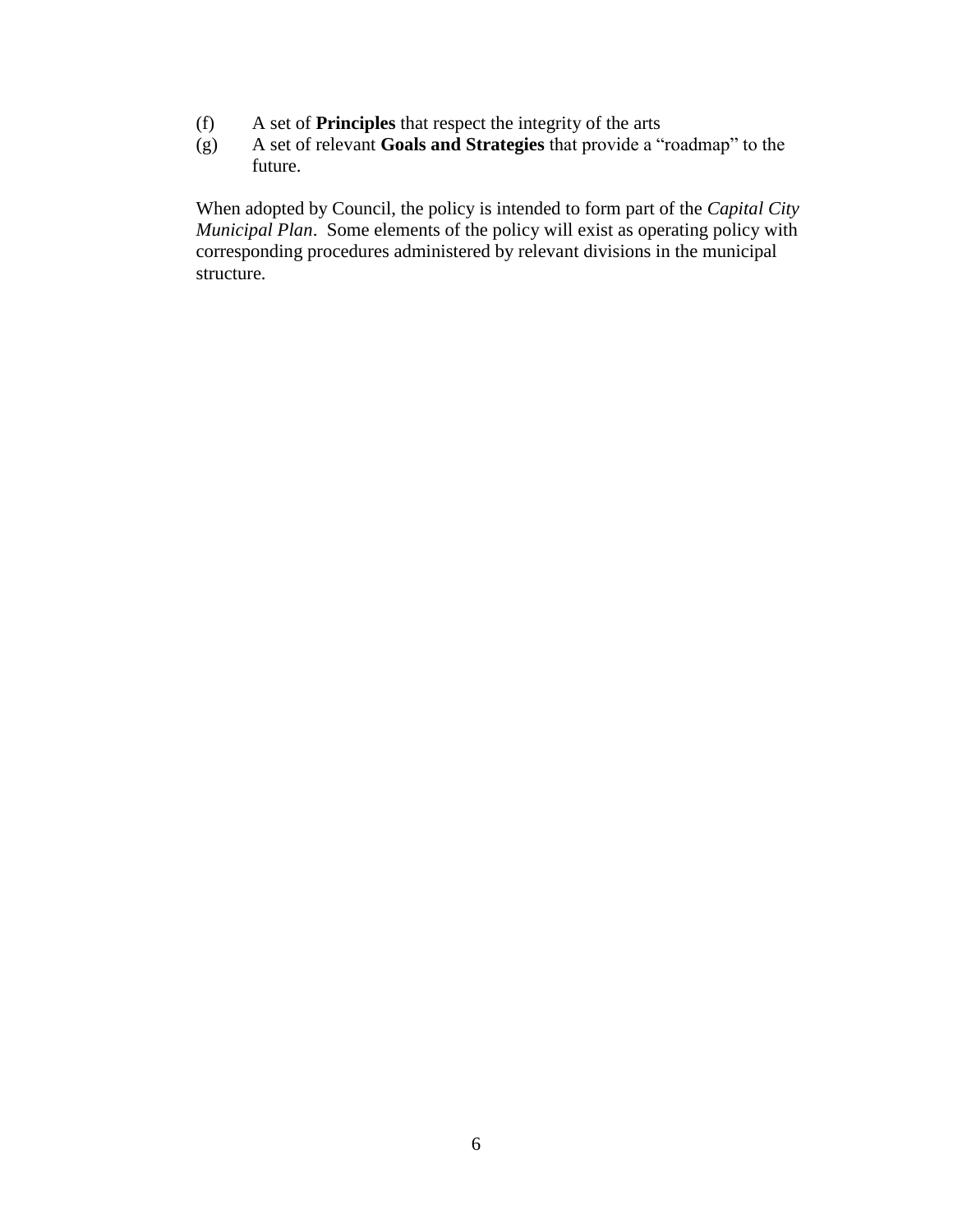(f) A set of **Principles** that respect the integrity of the arts
(g) A set of relevant **Goals and Strategies** that provide a "roadmap" to the future.

When adopted by Council, the policy is intended to form part of the *Capital City Municipal Plan*. Some elements of the policy will exist as operating policy with corresponding procedures administered by relevant divisions in the municipal structure.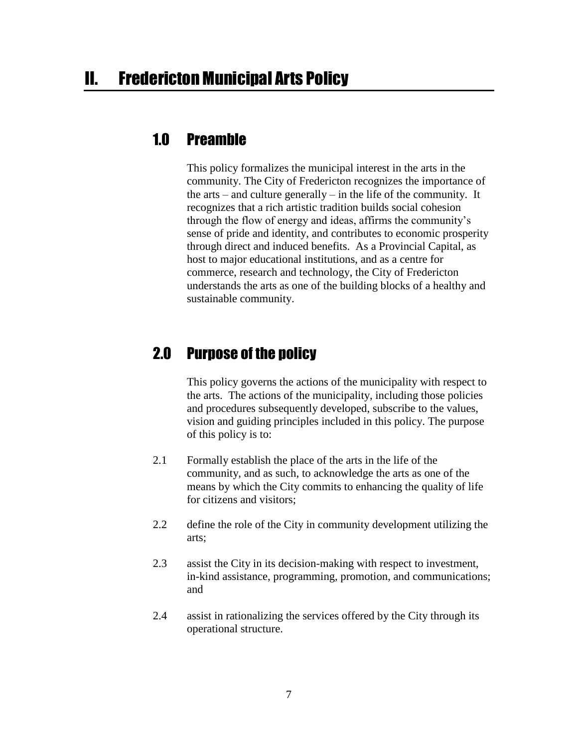# II. Fredericton Municipal Arts Policy

## 1.0 Preamble

This policy formalizes the municipal interest in the arts in the community. The City of Fredericton recognizes the importance of the arts – and culture generally – in the life of the community. It recognizes that a rich artistic tradition builds social cohesion through the flow of energy and ideas, affirms the community's sense of pride and identity, and contributes to economic prosperity through direct and induced benefits. As a Provincial Capital, as host to major educational institutions, and as a centre for commerce, research and technology, the City of Fredericton understands the arts as one of the building blocks of a healthy and sustainable community.

## 2.0 Purpose of the policy

This policy governs the actions of the municipality with respect to the arts. The actions of the municipality, including those policies and procedures subsequently developed, subscribe to the values, vision and guiding principles included in this policy. The purpose of this policy is to:

2.1 Formally establish the place of the arts in the life of the community, and as such, to acknowledge the arts as one of the means by which the City commits to enhancing the quality of life for citizens and visitors;

2.2 define the role of the City in community development utilizing the arts;

2.3 assist the City in its decision-making with respect to investment, in-kind assistance, programming, promotion, and communications; and

2.4 assist in rationalizing the services offered by the City through its operational structure.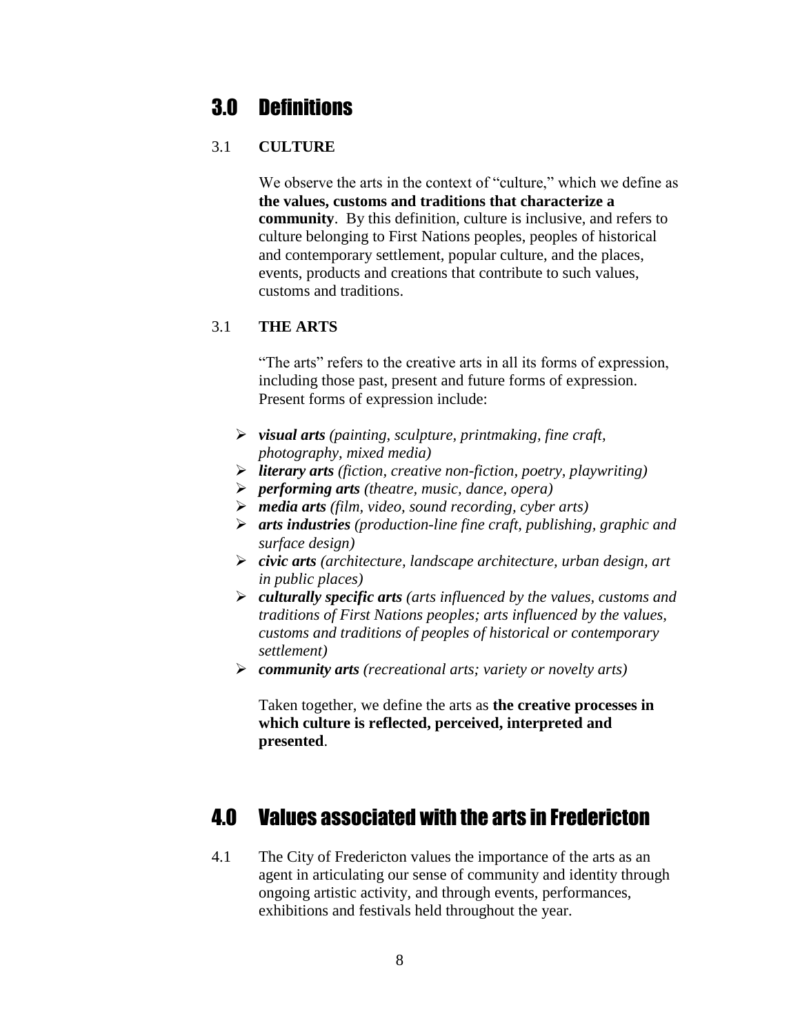# 3.0 Definitions

## 3.1 CULTURE

We observe the arts in the context of "culture," which we define as **the values, customs and traditions that characterize a community**. By this definition, culture is inclusive, and refers to culture belonging to First Nations peoples, peoples of historical and contemporary settlement, popular culture, and the places, events, products and creations that contribute to such values, customs and traditions.

## 3.1 THE ARTS

"The arts" refers to the creative arts in all its forms of expression, including those past, present and future forms of expression. Present forms of expression include:

- ***visual arts*** *(painting, sculpture, printmaking, fine craft, photography, mixed media)*
- ***literary arts*** *(fiction, creative non-fiction, poetry, playwriting)*
- ***performing arts*** *(theatre, music, dance, opera)*
- ***media arts*** *(film, video, sound recording, cyber arts)*
- ***arts industries*** *(production-line fine craft, publishing, graphic and surface design)*
- ***civic arts*** *(architecture, landscape architecture, urban design, art in public places)*
- ***culturally specific arts*** *(arts influenced by the values, customs and traditions of First Nations peoples; arts influenced by the values, customs and traditions of peoples of historical or contemporary settlement)*
- ***community arts*** *(recreational arts; variety or novelty arts)*

Taken together, we define the arts as **the creative processes in which culture is reflected, perceived, interpreted and presented**.

# 4.0 Values associated with the arts in Fredericton

4.1 The City of Fredericton values the importance of the arts as an agent in articulating our sense of community and identity through ongoing artistic activity, and through events, performances, exhibitions and festivals held throughout the year.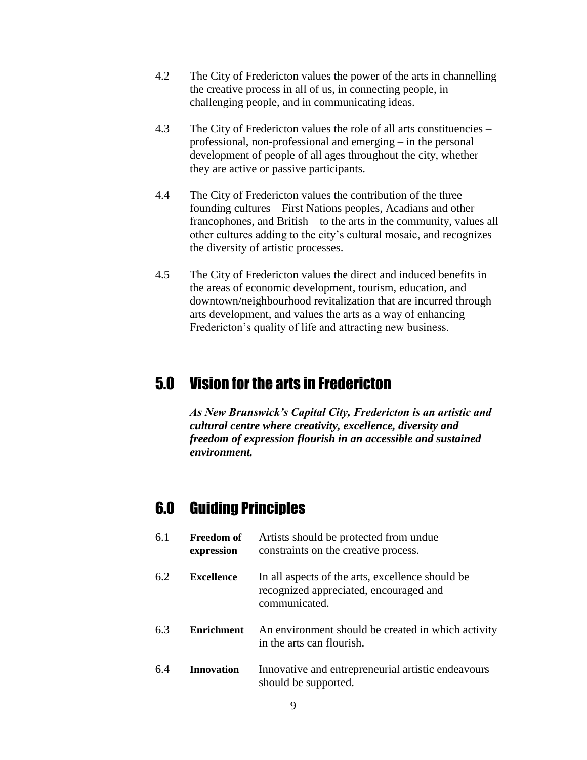4.2 The City of Fredericton values the power of the arts in channelling the creative process in all of us, in connecting people, in challenging people, and in communicating ideas.

4.3 The City of Fredericton values the role of all arts constituencies – professional, non-professional and emerging – in the personal development of people of all ages throughout the city, whether they are active or passive participants.

4.4 The City of Fredericton values the contribution of the three founding cultures – First Nations peoples, Acadians and other francophones, and British – to the arts in the community, values all other cultures adding to the city's cultural mosaic, and recognizes the diversity of artistic processes.

4.5 The City of Fredericton values the direct and induced benefits in the areas of economic development, tourism, education, and downtown/neighbourhood revitalization that are incurred through arts development, and values the arts as a way of enhancing Fredericton's quality of life and attracting new business.

## 5.0 Vision for the arts in Fredericton

***As New Brunswick's Capital City, Fredericton is an artistic and cultural centre where creativity, excellence, diversity and freedom of expression flourish in an accessible and sustained environment.***

## 6.0 Guiding Principles

6.1 **Freedom of expression** Artists should be protected from undue constraints on the creative process.

6.2 **Excellence** In all aspects of the arts, excellence should be recognized appreciated, encouraged and communicated.

6.3 **Enrichment** An environment should be created in which activity in the arts can flourish.

6.4 **Innovation** Innovative and entrepreneurial artistic endeavours should be supported.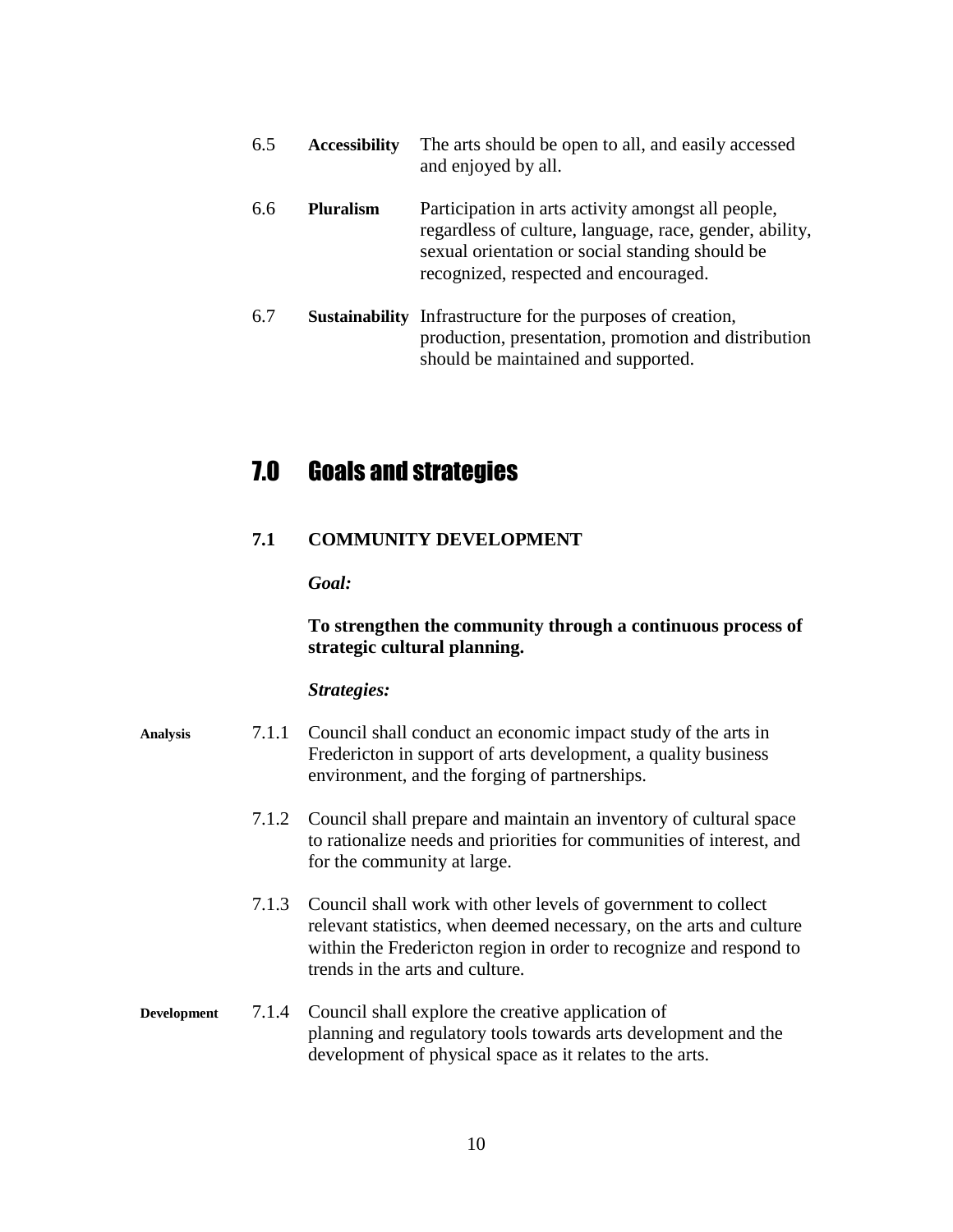6.5 **Accessibility** The arts should be open to all, and easily accessed and enjoyed by all.

6.6 **Pluralism** Participation in arts activity amongst all people, regardless of culture, language, race, gender, ability, sexual orientation or social standing should be recognized, respected and encouraged.

6.7 **Sustainability** Infrastructure for the purposes of creation, production, presentation, promotion and distribution should be maintained and supported.

# 7.0 Goals and strategies

## 7.1 COMMUNITY DEVELOPMENT

***Goal:***

**To strengthen the community through a continuous process of strategic cultural planning.**

***Strategies:***

**Analysis**

7.1.1 Council shall conduct an economic impact study of the arts in Fredericton in support of arts development, a quality business environment, and the forging of partnerships.

7.1.2 Council shall prepare and maintain an inventory of cultural space to rationalize needs and priorities for communities of interest, and for the community at large.

7.1.3 Council shall work with other levels of government to collect relevant statistics, when deemed necessary, on the arts and culture within the Fredericton region in order to recognize and respond to trends in the arts and culture.

**Development**

7.1.4 Council shall explore the creative application of planning and regulatory tools towards arts development and the development of physical space as it relates to the arts.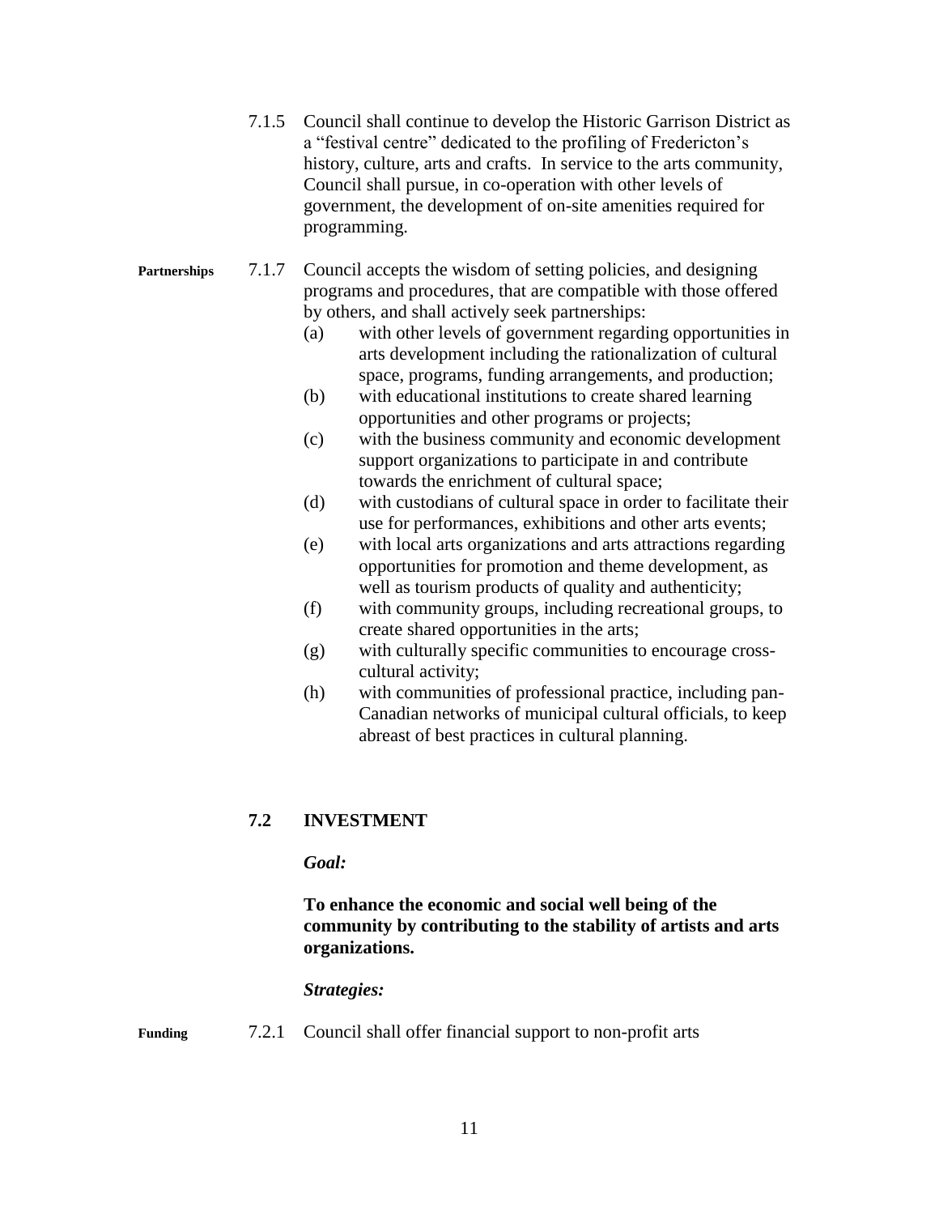7.1.5 Council shall continue to develop the Historic Garrison District as a "festival centre" dedicated to the profiling of Fredericton's history, culture, arts and crafts. In service to the arts community, Council shall pursue, in co-operation with other levels of government, the development of on-site amenities required for programming.

**Partnerships**

7.1.7 Council accepts the wisdom of setting policies, and designing programs and procedures, that are compatible with those offered by others, and shall actively seek partnerships:

(a) with other levels of government regarding opportunities in arts development including the rationalization of cultural space, programs, funding arrangements, and production;

(b) with educational institutions to create shared learning opportunities and other programs or projects;

(c) with the business community and economic development support organizations to participate in and contribute towards the enrichment of cultural space;

(d) with custodians of cultural space in order to facilitate their use for performances, exhibitions and other arts events;

(e) with local arts organizations and arts attractions regarding opportunities for promotion and theme development, as well as tourism products of quality and authenticity;

(f) with community groups, including recreational groups, to create shared opportunities in the arts;

(g) with culturally specific communities to encourage cross-cultural activity;

(h) with communities of professional practice, including pan-Canadian networks of municipal cultural officials, to keep abreast of best practices in cultural planning.

## 7.2 INVESTMENT

***Goal:***

**To enhance the economic and social well being of the community by contributing to the stability of artists and arts organizations.**

***Strategies:***

**Funding**

7.2.1 Council shall offer financial support to non-profit arts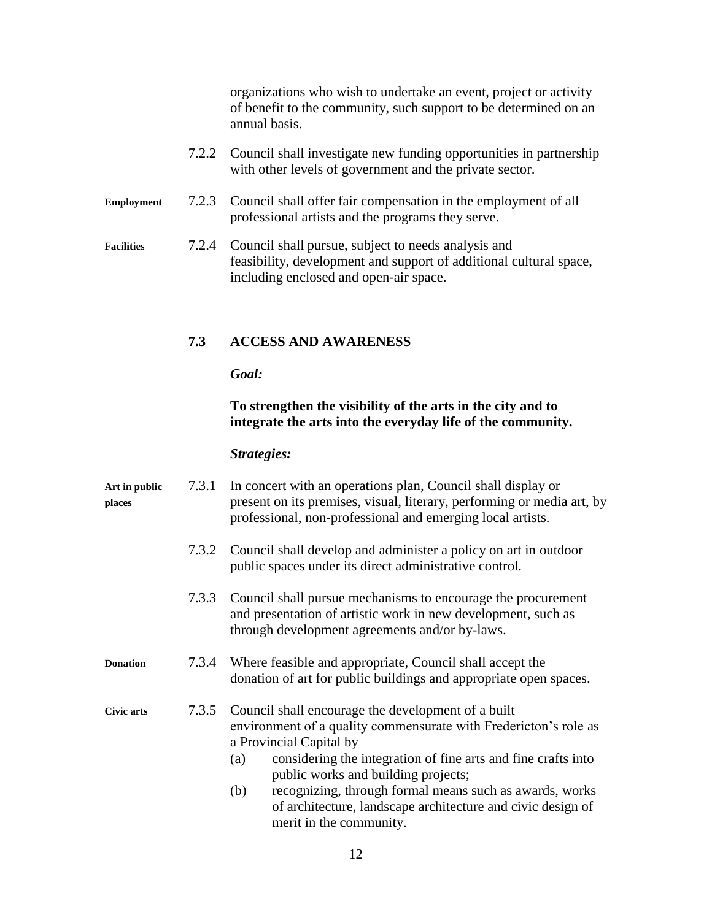organizations who wish to undertake an event, project or activity of benefit to the community, such support to be determined on an annual basis.

7.2.2 Council shall investigate new funding opportunities in partnership with other levels of government and the private sector.

**Employment**

7.2.3 Council shall offer fair compensation in the employment of all professional artists and the programs they serve.

**Facilities**

7.2.4 Council shall pursue, subject to needs analysis and feasibility, development and support of additional cultural space, including enclosed and open-air space.

## 7.3 ACCESS AND AWARENESS

***Goal:***

**To strengthen the visibility of the arts in the city and to integrate the arts into the everyday life of the community.**

***Strategies:***

**Art in public places**

7.3.1 In concert with an operations plan, Council shall display or present on its premises, visual, literary, performing or media art, by professional, non-professional and emerging local artists.

7.3.2 Council shall develop and administer a policy on art in outdoor public spaces under its direct administrative control.

7.3.3 Council shall pursue mechanisms to encourage the procurement and presentation of artistic work in new development, such as through development agreements and/or by-laws.

**Donation**

7.3.4 Where feasible and appropriate, Council shall accept the donation of art for public buildings and appropriate open spaces.

**Civic arts**

7.3.5 Council shall encourage the development of a built environment of a quality commensurate with Fredericton's role as a Provincial Capital by

(a) considering the integration of fine arts and fine crafts into public works and building projects;

(b) recognizing, through formal means such as awards, works of architecture, landscape architecture and civic design of merit in the community.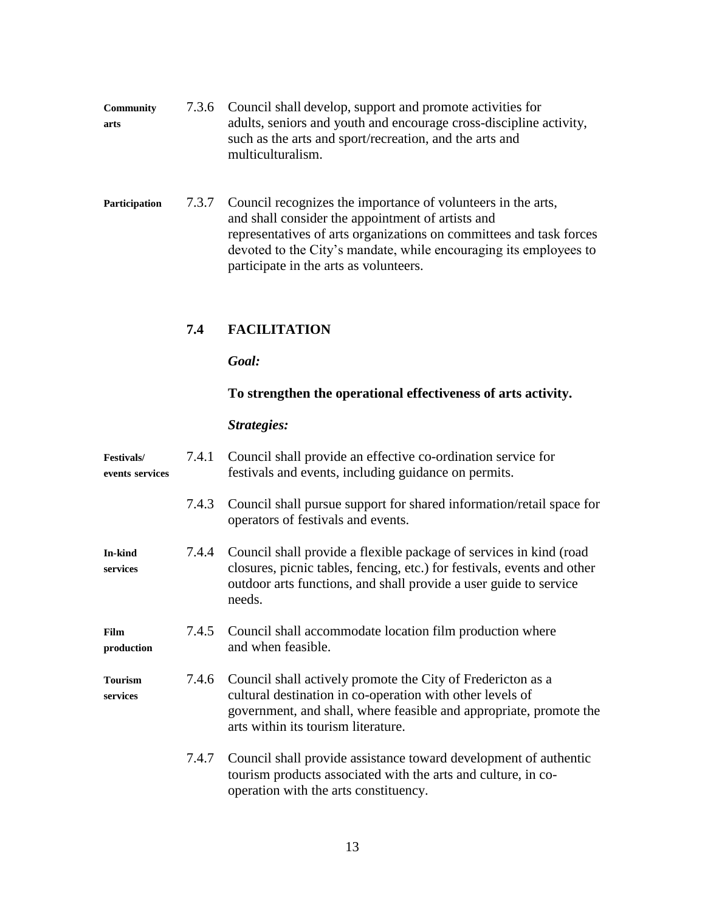**Community arts** 7.3.6 Council shall develop, support and promote activities for adults, seniors and youth and encourage cross-discipline activity, such as the arts and sport/recreation, and the arts and multiculturalism.

**Participation** 7.3.7 Council recognizes the importance of volunteers in the arts, and shall consider the appointment of artists and representatives of arts organizations on committees and task forces devoted to the City's mandate, while encouraging its employees to participate in the arts as volunteers.

## 7.4 FACILITATION

***Goal:***

**To strengthen the operational effectiveness of arts activity.**

***Strategies:***

**Festivals/ events services** 7.4.1 Council shall provide an effective co-ordination service for festivals and events, including guidance on permits.

7.4.3 Council shall pursue support for shared information/retail space for operators of festivals and events.

**In-kind services** 7.4.4 Council shall provide a flexible package of services in kind (road closures, picnic tables, fencing, etc.) for festivals, events and other outdoor arts functions, and shall provide a user guide to service needs.

**Film production** 7.4.5 Council shall accommodate location film production where and when feasible.

**Tourism services** 7.4.6 Council shall actively promote the City of Fredericton as a cultural destination in co-operation with other levels of government, and shall, where feasible and appropriate, promote the arts within its tourism literature.

7.4.7 Council shall provide assistance toward development of authentic tourism products associated with the arts and culture, in co-operation with the arts constituency.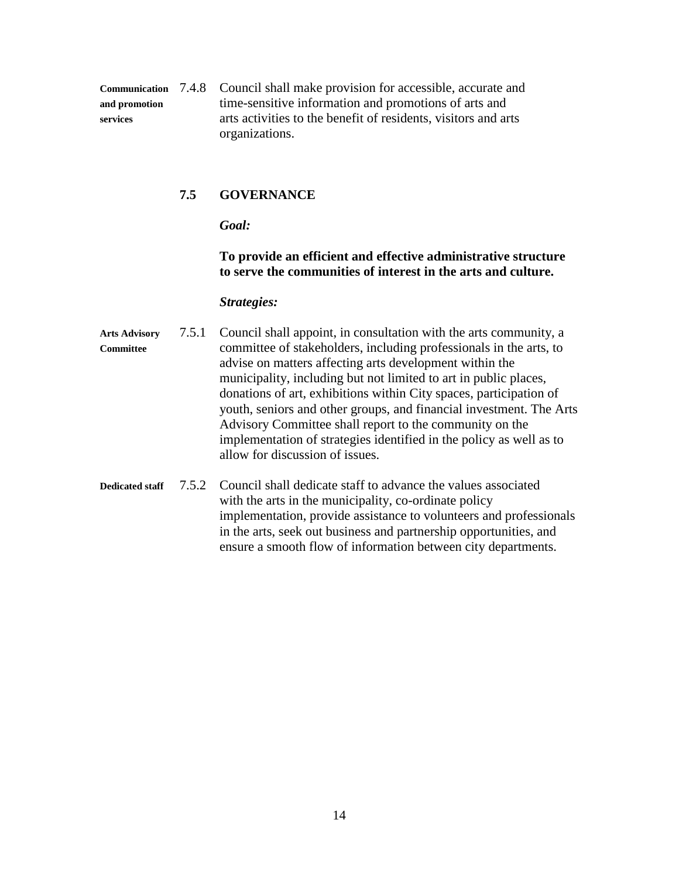**Communication and promotion services** 7.4.8 Council shall make provision for accessible, accurate and time-sensitive information and promotions of arts and arts activities to the benefit of residents, visitors and arts organizations.

## 7.5 GOVERNANCE

***Goal:***

**To provide an efficient and effective administrative structure to serve the communities of interest in the arts and culture.**

***Strategies:***

**Arts Advisory Committee** 7.5.1 Council shall appoint, in consultation with the arts community, a committee of stakeholders, including professionals in the arts, to advise on matters affecting arts development within the municipality, including but not limited to art in public places, donations of art, exhibitions within City spaces, participation of youth, seniors and other groups, and financial investment. The Arts Advisory Committee shall report to the community on the implementation of strategies identified in the policy as well as to allow for discussion of issues.

**Dedicated staff** 7.5.2 Council shall dedicate staff to advance the values associated with the arts in the municipality, co-ordinate policy implementation, provide assistance to volunteers and professionals in the arts, seek out business and partnership opportunities, and ensure a smooth flow of information between city departments.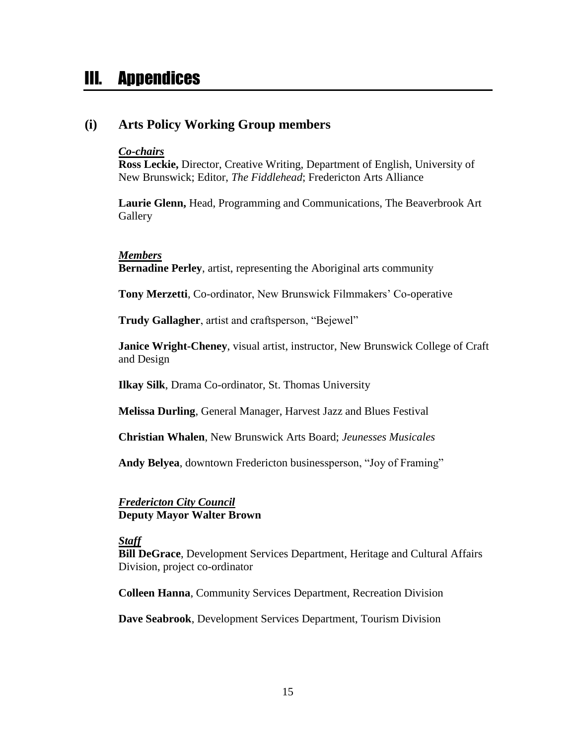# III. Appendices

## (i) Arts Policy Working Group members

***Co-chairs***

**Ross Leckie,** Director, Creative Writing, Department of English, University of New Brunswick; Editor, *The Fiddlehead*; Fredericton Arts Alliance

**Laurie Glenn,** Head, Programming and Communications, The Beaverbrook Art Gallery

***Members***

**Bernadine Perley**, artist, representing the Aboriginal arts community

**Tony Merzetti**, Co-ordinator, New Brunswick Filmmakers' Co-operative

**Trudy Gallagher**, artist and craftsperson, "Bejewel"

**Janice Wright-Cheney**, visual artist, instructor, New Brunswick College of Craft and Design

**Ilkay Silk**, Drama Co-ordinator, St. Thomas University

**Melissa Durling**, General Manager, Harvest Jazz and Blues Festival

**Christian Whalen**, New Brunswick Arts Board; *Jeunesses Musicales*

**Andy Belyea**, downtown Fredericton businessperson, "Joy of Framing"

***Fredericton City Council***

**Deputy Mayor Walter Brown**

***Staff***

**Bill DeGrace**, Development Services Department, Heritage and Cultural Affairs Division, project co-ordinator

**Colleen Hanna**, Community Services Department, Recreation Division

**Dave Seabrook**, Development Services Department, Tourism Division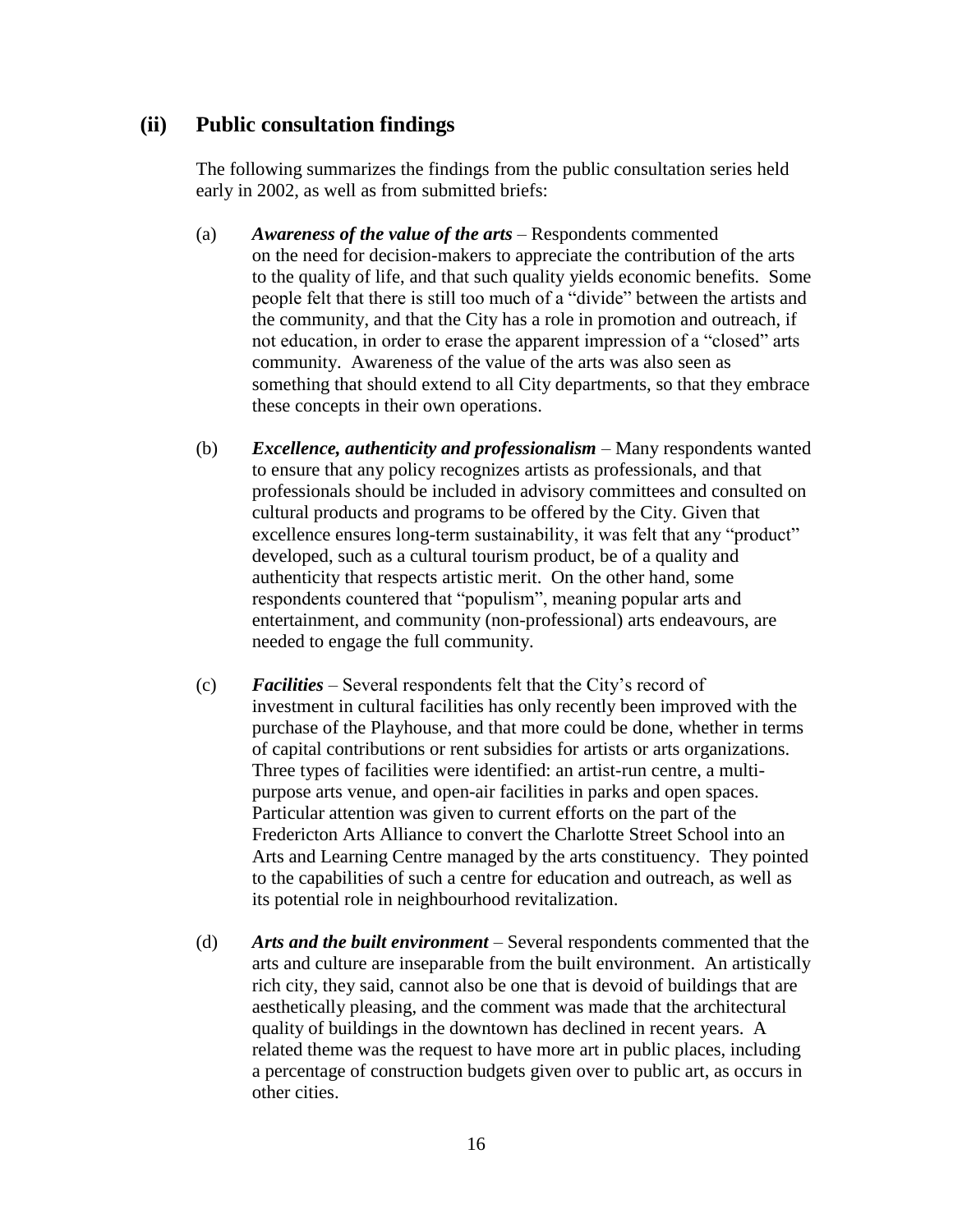## (ii) Public consultation findings

The following summarizes the findings from the public consultation series held early in 2002, as well as from submitted briefs:

(a) ***Awareness of the value of the arts*** – Respondents commented on the need for decision-makers to appreciate the contribution of the arts to the quality of life, and that such quality yields economic benefits. Some people felt that there is still too much of a "divide" between the artists and the community, and that the City has a role in promotion and outreach, if not education, in order to erase the apparent impression of a "closed" arts community. Awareness of the value of the arts was also seen as something that should extend to all City departments, so that they embrace these concepts in their own operations.

(b) ***Excellence, authenticity and professionalism*** – Many respondents wanted to ensure that any policy recognizes artists as professionals, and that professionals should be included in advisory committees and consulted on cultural products and programs to be offered by the City. Given that excellence ensures long-term sustainability, it was felt that any "product" developed, such as a cultural tourism product, be of a quality and authenticity that respects artistic merit. On the other hand, some respondents countered that "populism", meaning popular arts and entertainment, and community (non-professional) arts endeavours, are needed to engage the full community.

(c) ***Facilities*** – Several respondents felt that the City's record of investment in cultural facilities has only recently been improved with the purchase of the Playhouse, and that more could be done, whether in terms of capital contributions or rent subsidies for artists or arts organizations. Three types of facilities were identified: an artist-run centre, a multi-purpose arts venue, and open-air facilities in parks and open spaces. Particular attention was given to current efforts on the part of the Fredericton Arts Alliance to convert the Charlotte Street School into an Arts and Learning Centre managed by the arts constituency. They pointed to the capabilities of such a centre for education and outreach, as well as its potential role in neighbourhood revitalization.

(d) ***Arts and the built environment*** – Several respondents commented that the arts and culture are inseparable from the built environment. An artistically rich city, they said, cannot also be one that is devoid of buildings that are aesthetically pleasing, and the comment was made that the architectural quality of buildings in the downtown has declined in recent years. A related theme was the request to have more art in public places, including a percentage of construction budgets given over to public art, as occurs in other cities.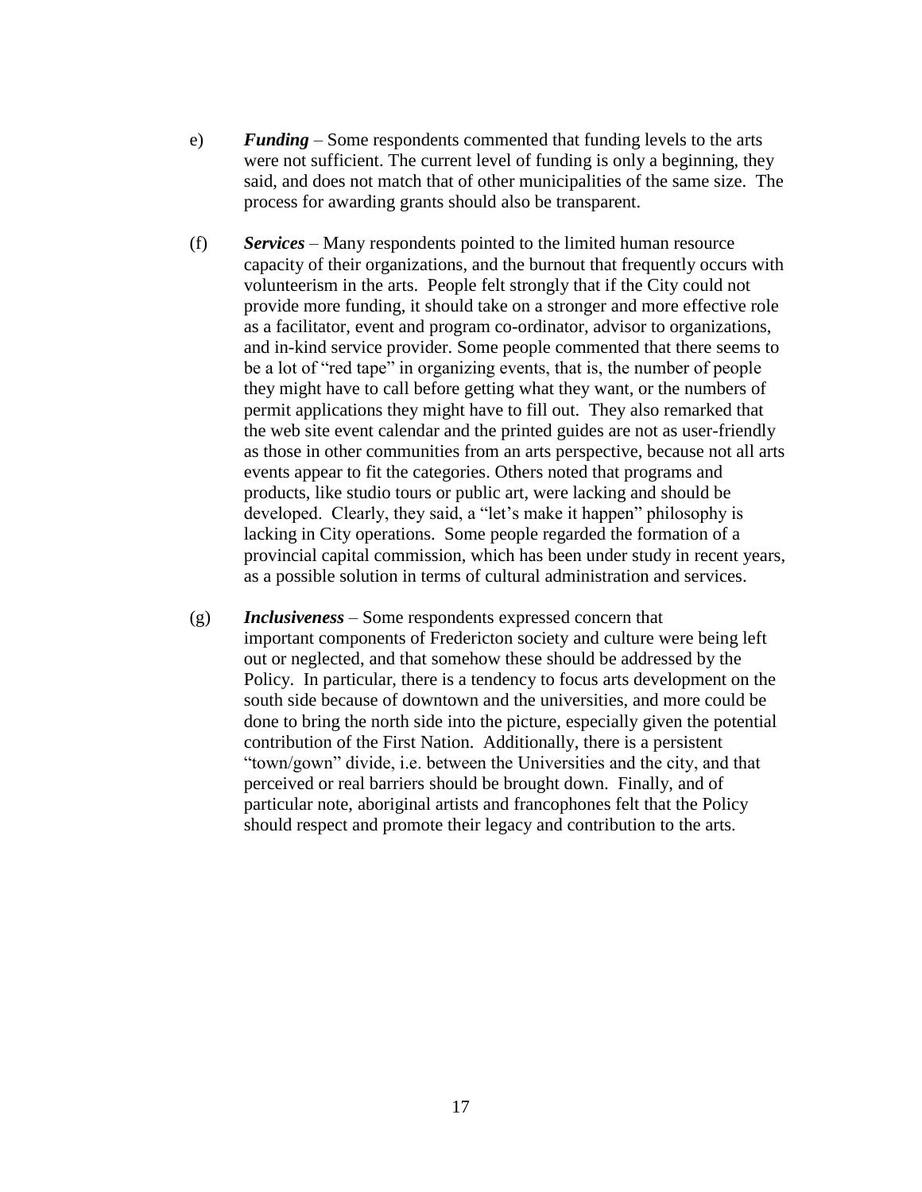e) ***Funding*** – Some respondents commented that funding levels to the arts were not sufficient. The current level of funding is only a beginning, they said, and does not match that of other municipalities of the same size. The process for awarding grants should also be transparent.

(f) ***Services*** – Many respondents pointed to the limited human resource capacity of their organizations, and the burnout that frequently occurs with volunteerism in the arts. People felt strongly that if the City could not provide more funding, it should take on a stronger and more effective role as a facilitator, event and program co-ordinator, advisor to organizations, and in-kind service provider. Some people commented that there seems to be a lot of "red tape" in organizing events, that is, the number of people they might have to call before getting what they want, or the numbers of permit applications they might have to fill out. They also remarked that the web site event calendar and the printed guides are not as user-friendly as those in other communities from an arts perspective, because not all arts events appear to fit the categories. Others noted that programs and products, like studio tours or public art, were lacking and should be developed. Clearly, they said, a "let's make it happen" philosophy is lacking in City operations. Some people regarded the formation of a provincial capital commission, which has been under study in recent years, as a possible solution in terms of cultural administration and services.

(g) ***Inclusiveness*** – Some respondents expressed concern that important components of Fredericton society and culture were being left out or neglected, and that somehow these should be addressed by the Policy. In particular, there is a tendency to focus arts development on the south side because of downtown and the universities, and more could be done to bring the north side into the picture, especially given the potential contribution of the First Nation. Additionally, there is a persistent "town/gown" divide, i.e. between the Universities and the city, and that perceived or real barriers should be brought down. Finally, and of particular note, aboriginal artists and francophones felt that the Policy should respect and promote their legacy and contribution to the arts.